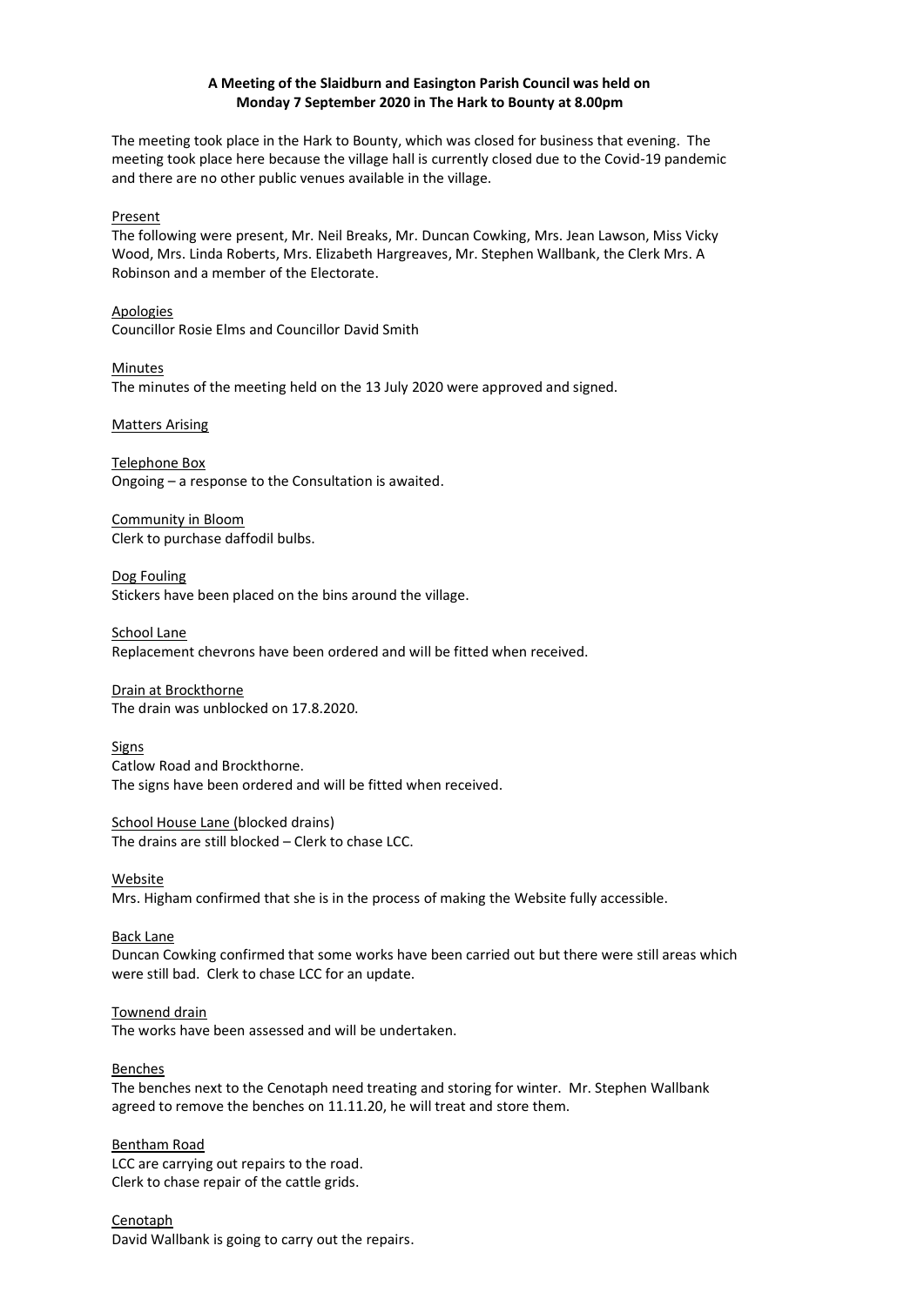**A Meeting of the Slaidburn and Easington Parish Council was held on Monday 7 September 2020 in The Hark to Bounty at 8.00pm**

The meeting took place in the Hark to Bounty, which was closed for business that evening. The meeting took place here because the village hall is currently closed due to the Covid-19 pandemic and there are no other public venues available in the village.

Present

The following were present, Mr. Neil Breaks, Mr. Duncan Cowking, Mrs. Jean Lawson, Miss Vicky Wood, Mrs. Linda Roberts, Mrs. Elizabeth Hargreaves, Mr. Stephen Wallbank, the Clerk Mrs. A Robinson and a member of the Electorate.

Apologies

Councillor Rosie Elms and Councillor David Smith

Minutes

The minutes of the meeting held on the 13 July 2020 were approved and signed.

Matters Arising

Telephone Box

Ongoing – a response to the Consultation is awaited.

Community in Bloom

Clerk to purchase daffodil bulbs.

Dog Fouling

Stickers have been placed on the bins around the village.

School Lane

Replacement chevrons have been ordered and will be fitted when received.

Drain at Brockthorne

The drain was unblocked on 17.8.2020.

Signs

Catlow Road and Brockthorne.
The signs have been ordered and will be fitted when received.

School House Lane (blocked drains)

The drains are still blocked – Clerk to chase LCC.

Website

Mrs. Higham confirmed that she is in the process of making the Website fully accessible.

Back Lane

Duncan Cowking confirmed that some works have been carried out but there were still areas which were still bad. Clerk to chase LCC for an update.

Townend drain

The works have been assessed and will be undertaken.

Benches

The benches next to the Cenotaph need treating and storing for winter. Mr. Stephen Wallbank agreed to remove the benches on 11.11.20, he will treat and store them.

Bentham Road

LCC are carrying out repairs to the road.
Clerk to chase repair of the cattle grids.

Cenotaph

David Wallbank is going to carry out the repairs.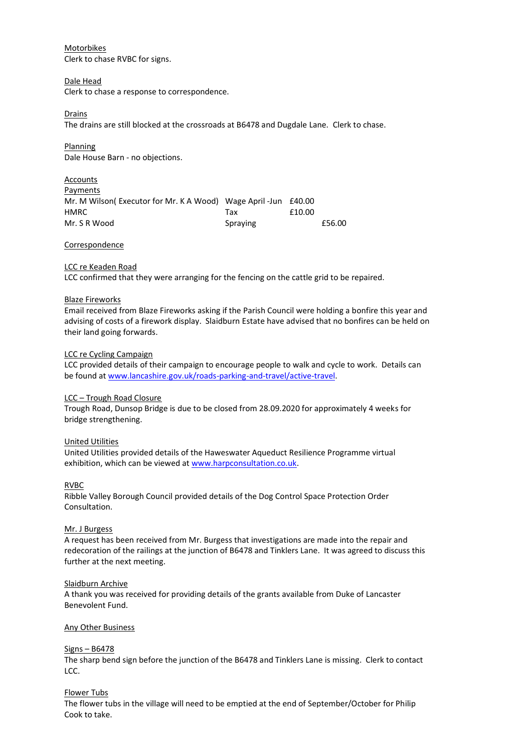<u>Motorbikes</u>
Clerk to chase RVBC for signs.

<u>Dale Head</u>
Clerk to chase a response to correspondence.

<u>Drains</u>
The drains are still blocked at the crossroads at B6478 and Dugdale Lane. Clerk to chase.

<u>Planning</u>
Dale House Barn - no objections.

<u>Accounts</u>
<u>Payments</u>

| | | | |
|---|---|---|---|
| Mr. M Wilson( Executor for Mr. K A Wood) | Wage April -Jun | £40.00 | |
| HMRC | Tax | £10.00 | |
| Mr. S R Wood | Spraying | | £56.00 |

<u>Correspondence</u>

<u>LCC re Keaden Road</u>
LCC confirmed that they were arranging for the fencing on the cattle grid to be repaired.

<u>Blaze Fireworks</u>
Email received from Blaze Fireworks asking if the Parish Council were holding a bonfire this year and advising of costs of a firework display. Slaidburn Estate have advised that no bonfires can be held on their land going forwards.

<u>LCC re Cycling Campaign</u>
LCC provided details of their campaign to encourage people to walk and cycle to work. Details can be found at www.lancashire.gov.uk/roads-parking-and-travel/active-travel.

<u>LCC – Trough Road Closure</u>
Trough Road, Dunsop Bridge is due to be closed from 28.09.2020 for approximately 4 weeks for bridge strengthening.

<u>United Utilities</u>
United Utilities provided details of the Haweswater Aqueduct Resilience Programme virtual exhibition, which can be viewed at www.harpconsultation.co.uk.

<u>RVBC</u>
Ribble Valley Borough Council provided details of the Dog Control Space Protection Order Consultation.

<u>Mr. J Burgess</u>
A request has been received from Mr. Burgess that investigations are made into the repair and redecoration of the railings at the junction of B6478 and Tinklers Lane. It was agreed to discuss this further at the next meeting.

<u>Slaidburn Archive</u>
A thank you was received for providing details of the grants available from Duke of Lancaster Benevolent Fund.

<u>Any Other Business</u>

<u>Signs – B6478</u>
The sharp bend sign before the junction of the B6478 and Tinklers Lane is missing. Clerk to contact LCC.

<u>Flower Tubs</u>
The flower tubs in the village will need to be emptied at the end of September/October for Philip Cook to take.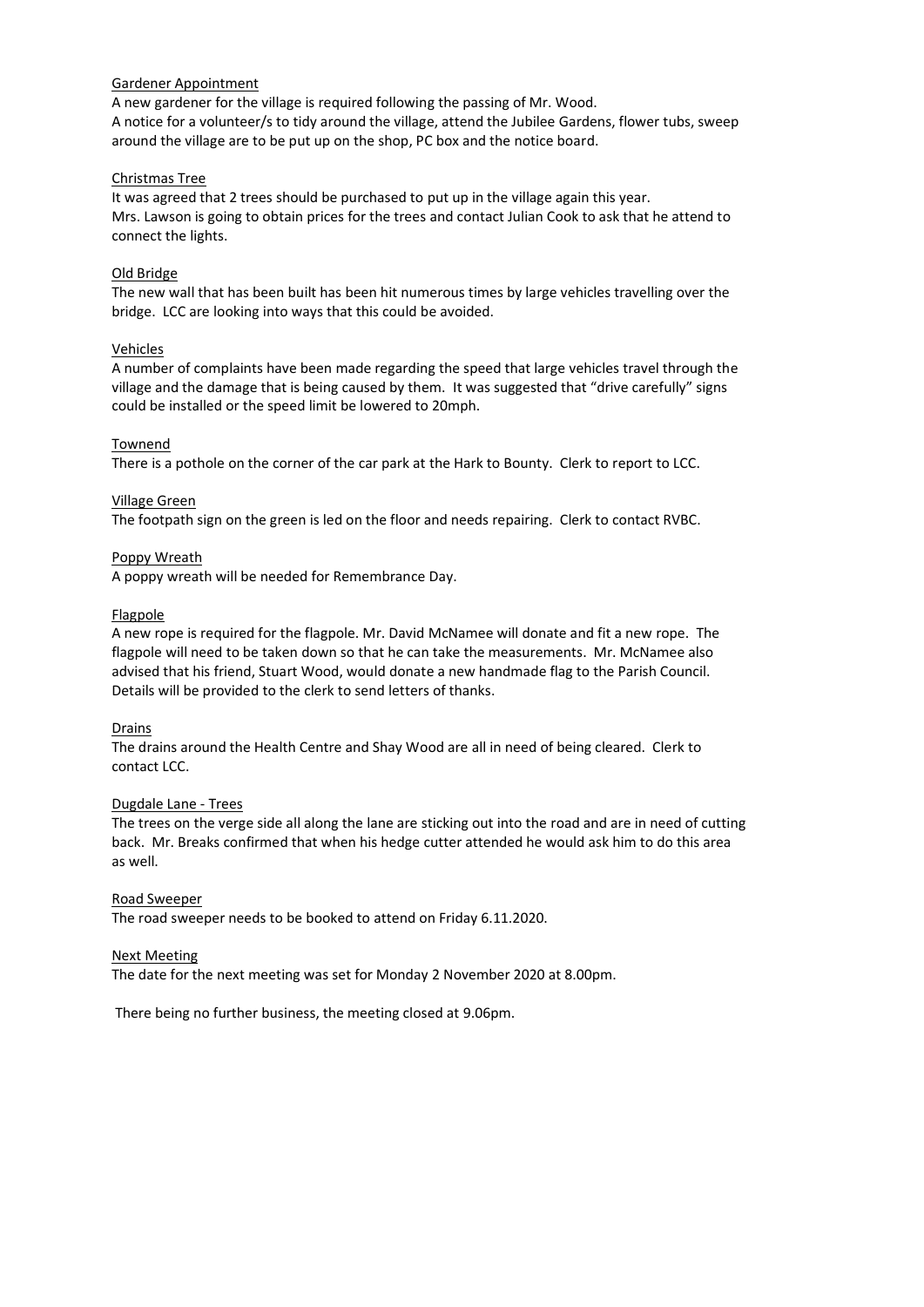<u>Gardener Appointment</u>

A new gardener for the village is required following the passing of Mr. Wood.
A notice for a volunteer/s to tidy around the village, attend the Jubilee Gardens, flower tubs, sweep around the village are to be put up on the shop, PC box and the notice board.

<u>Christmas Tree</u>

It was agreed that 2 trees should be purchased to put up in the village again this year.
Mrs. Lawson is going to obtain prices for the trees and contact Julian Cook to ask that he attend to connect the lights.

<u>Old Bridge</u>

The new wall that has been built has been hit numerous times by large vehicles travelling over the bridge. LCC are looking into ways that this could be avoided.

<u>Vehicles</u>

A number of complaints have been made regarding the speed that large vehicles travel through the village and the damage that is being caused by them. It was suggested that "drive carefully" signs could be installed or the speed limit be lowered to 20mph.

<u>Townend</u>

There is a pothole on the corner of the car park at the Hark to Bounty. Clerk to report to LCC.

<u>Village Green</u>

The footpath sign on the green is led on the floor and needs repairing. Clerk to contact RVBC.

<u>Poppy Wreath</u>

A poppy wreath will be needed for Remembrance Day.

<u>Flagpole</u>

A new rope is required for the flagpole. Mr. David McNamee will donate and fit a new rope. The flagpole will need to be taken down so that he can take the measurements. Mr. McNamee also advised that his friend, Stuart Wood, would donate a new handmade flag to the Parish Council. Details will be provided to the clerk to send letters of thanks.

<u>Drains</u>

The drains around the Health Centre and Shay Wood are all in need of being cleared. Clerk to contact LCC.

<u>Dugdale Lane - Trees</u>

The trees on the verge side all along the lane are sticking out into the road and are in need of cutting back. Mr. Breaks confirmed that when his hedge cutter attended he would ask him to do this area as well.

<u>Road Sweeper</u>

The road sweeper needs to be booked to attend on Friday 6.11.2020.

<u>Next Meeting</u>

The date for the next meeting was set for Monday 2 November 2020 at 8.00pm.

There being no further business, the meeting closed at 9.06pm.